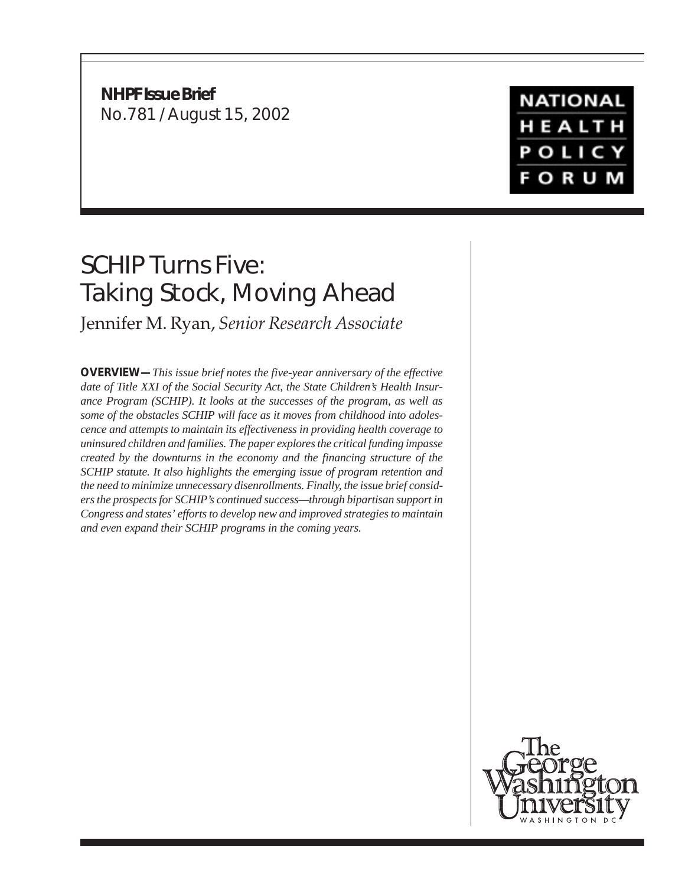**NHPF Issue Brief**
No.781 / August 15, 2002

NATIONAL HEALTH POLICY FORUM

# SCHIP Turns Five: Taking Stock, Moving Ahead

Jennifer M. Ryan, *Senior Research Associate*

**OVERVIEW—** *This issue brief notes the five-year anniversary of the effective date of Title XXI of the Social Security Act, the State Children's Health Insurance Program (SCHIP). It looks at the successes of the program, as well as some of the obstacles SCHIP will face as it moves from childhood into adolescence and attempts to maintain its effectiveness in providing health coverage to uninsured children and families. The paper explores the critical funding impasse created by the downturns in the economy and the financing structure of the SCHIP statute. It also highlights the emerging issue of program retention and the need to minimize unnecessary disenrollments. Finally, the issue brief considers the prospects for SCHIP's continued success—through bipartisan support in Congress and states' efforts to develop new and improved strategies to maintain and even expand their SCHIP programs in the coming years.*

The George Washington University
WASHINGTON DC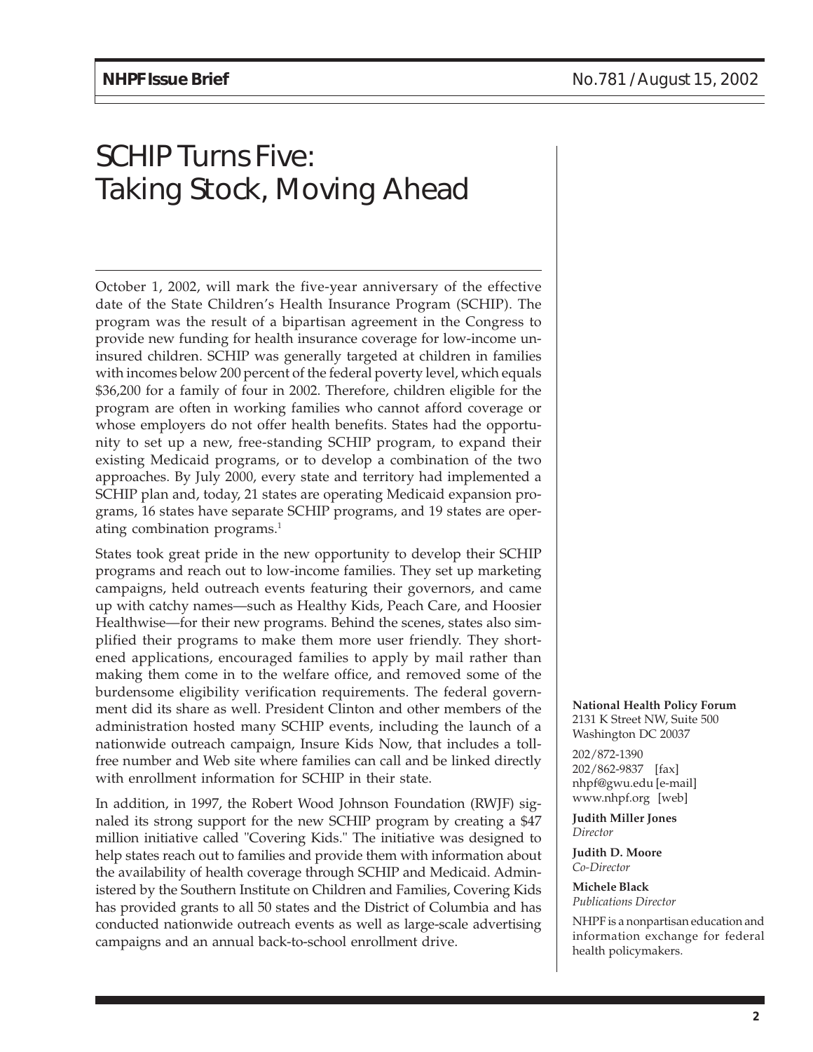# SCHIP Turns Five: Taking Stock, Moving Ahead

October 1, 2002, will mark the five-year anniversary of the effective date of the State Children's Health Insurance Program (SCHIP). The program was the result of a bipartisan agreement in the Congress to provide new funding for health insurance coverage for low-income uninsured children. SCHIP was generally targeted at children in families with incomes below 200 percent of the federal poverty level, which equals $36,200 for a family of four in 2002. Therefore, children eligible for the program are often in working families who cannot afford coverage or whose employers do not offer health benefits. States had the opportunity to set up a new, free-standing SCHIP program, to expand their existing Medicaid programs, or to develop a combination of the two approaches. By July 2000, every state and territory had implemented a SCHIP plan and, today, 21 states are operating Medicaid expansion programs, 16 states have separate SCHIP programs, and 19 states are operating combination programs.[1]

States took great pride in the new opportunity to develop their SCHIP programs and reach out to low-income families. They set up marketing campaigns, held outreach events featuring their governors, and came up with catchy names—such as Healthy Kids, Peach Care, and Hoosier Healthwise—for their new programs. Behind the scenes, states also simplified their programs to make them more user friendly. They shortened applications, encouraged families to apply by mail rather than making them come in to the welfare office, and removed some of the burdensome eligibility verification requirements. The federal government did its share as well. President Clinton and other members of the administration hosted many SCHIP events, including the launch of a nationwide outreach campaign, Insure Kids Now, that includes a toll-free number and Web site where families can call and be linked directly with enrollment information for SCHIP in their state.

In addition, in 1997, the Robert Wood Johnson Foundation (RWJF) signaled its strong support for the new SCHIP program by creating a $47 million initiative called "Covering Kids." The initiative was designed to help states reach out to families and provide them with information about the availability of health coverage through SCHIP and Medicaid. Administered by the Southern Institute on Children and Families, Covering Kids has provided grants to all 50 states and the District of Columbia and has conducted nationwide outreach events as well as large-scale advertising campaigns and an annual back-to-school enrollment drive.

**National Health Policy Forum**
2131 K Street NW, Suite 500
Washington DC 20037

202/872-1390
202/862-9837 [fax]
nhpf@gwu.edu [e-mail]
www.nhpf.org [web]

**Judith Miller Jones**
*Director*

**Judith D. Moore**
*Co-Director*

**Michele Black**
*Publications Director*

NHPF is a nonpartisan education and information exchange for federal health policymakers.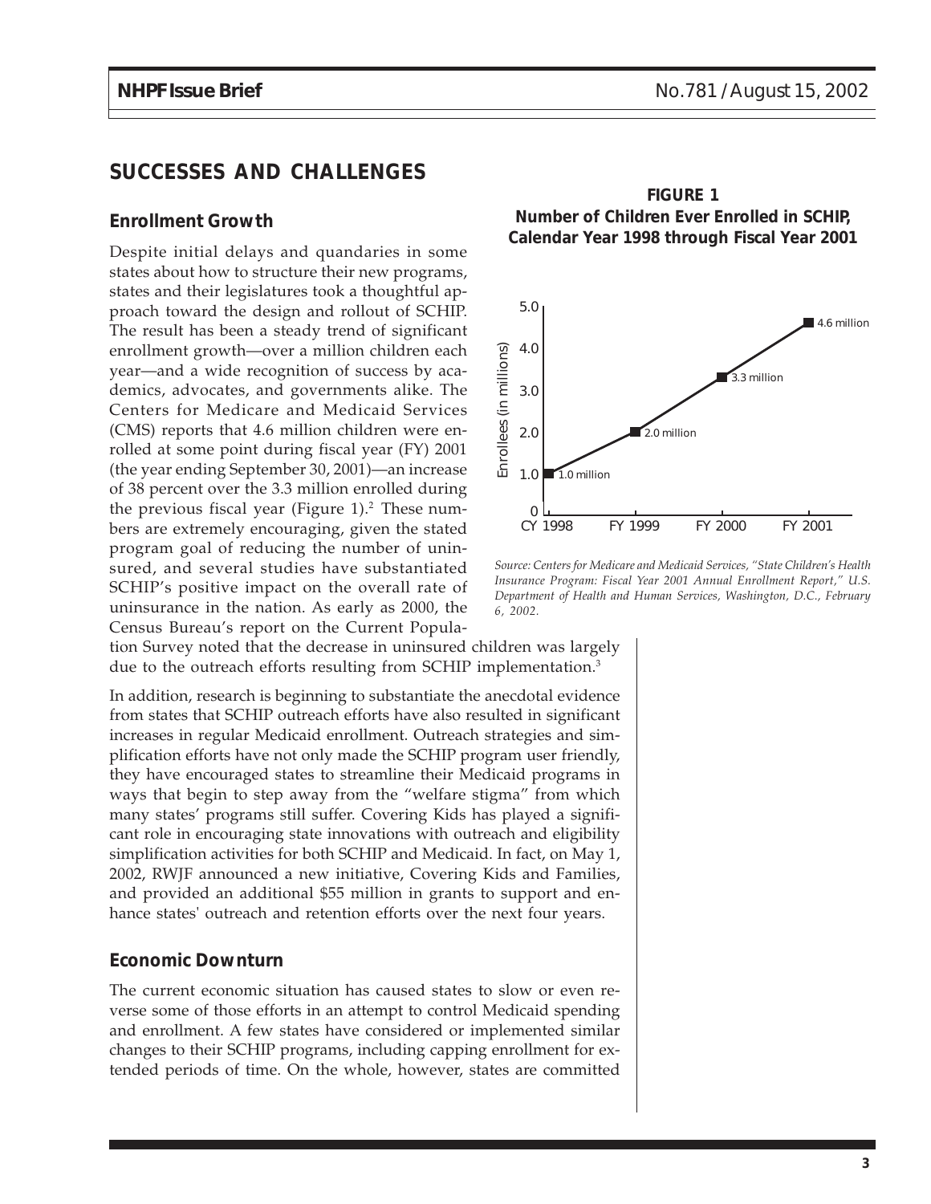## SUCCESSES AND CHALLENGES

### Enrollment Growth

Despite initial delays and quandaries in some states about how to structure their new programs, states and their legislatures took a thoughtful approach toward the design and rollout of SCHIP. The result has been a steady trend of significant enrollment growth—over a million children each year—and a wide recognition of success by academics, advocates, and governments alike. The Centers for Medicare and Medicaid Services (CMS) reports that 4.6 million children were enrolled at some point during fiscal year (FY) 2001 (the year ending September 30, 2001)—an increase of 38 percent over the 3.3 million enrolled during the previous fiscal year (Figure 1).[2] These numbers are extremely encouraging, given the stated program goal of reducing the number of uninsured, and several studies have substantiated SCHIP's positive impact on the overall rate of uninsurance in the nation. As early as 2000, the Census Bureau's report on the Current Population Survey noted that the decrease in uninsured children was largely due to the outreach efforts resulting from SCHIP implementation.[3]

**FIGURE 1**
**Number of Children Ever Enrolled in SCHIP, Calendar Year 1998 through Fiscal Year 2001**

| Year | Enrollees (in millions) |
|---|---|
| CY 1998 | 1.0 million |
| FY 1999 | 2.0 million |
| FY 2000 | 3.3 million |
| FY 2001 | 4.6 million |

*Source: Centers for Medicare and Medicaid Services, "State Children's Health Insurance Program: Fiscal Year 2001 Annual Enrollment Report," U.S. Department of Health and Human Services, Washington, D.C., February 6, 2002.*

In addition, research is beginning to substantiate the anecdotal evidence from states that SCHIP outreach efforts have also resulted in significant increases in regular Medicaid enrollment. Outreach strategies and simplification efforts have not only made the SCHIP program user friendly, they have encouraged states to streamline their Medicaid programs in ways that begin to step away from the "welfare stigma" from which many states' programs still suffer. Covering Kids has played a significant role in encouraging state innovations with outreach and eligibility simplification activities for both SCHIP and Medicaid. In fact, on May 1, 2002, RWJF announced a new initiative, Covering Kids and Families, and provided an additional $55 million in grants to support and enhance states' outreach and retention efforts over the next four years.

### Economic Downturn

The current economic situation has caused states to slow or even reverse some of those efforts in an attempt to control Medicaid spending and enrollment. A few states have considered or implemented similar changes to their SCHIP programs, including capping enrollment for extended periods of time. On the whole, however, states are committed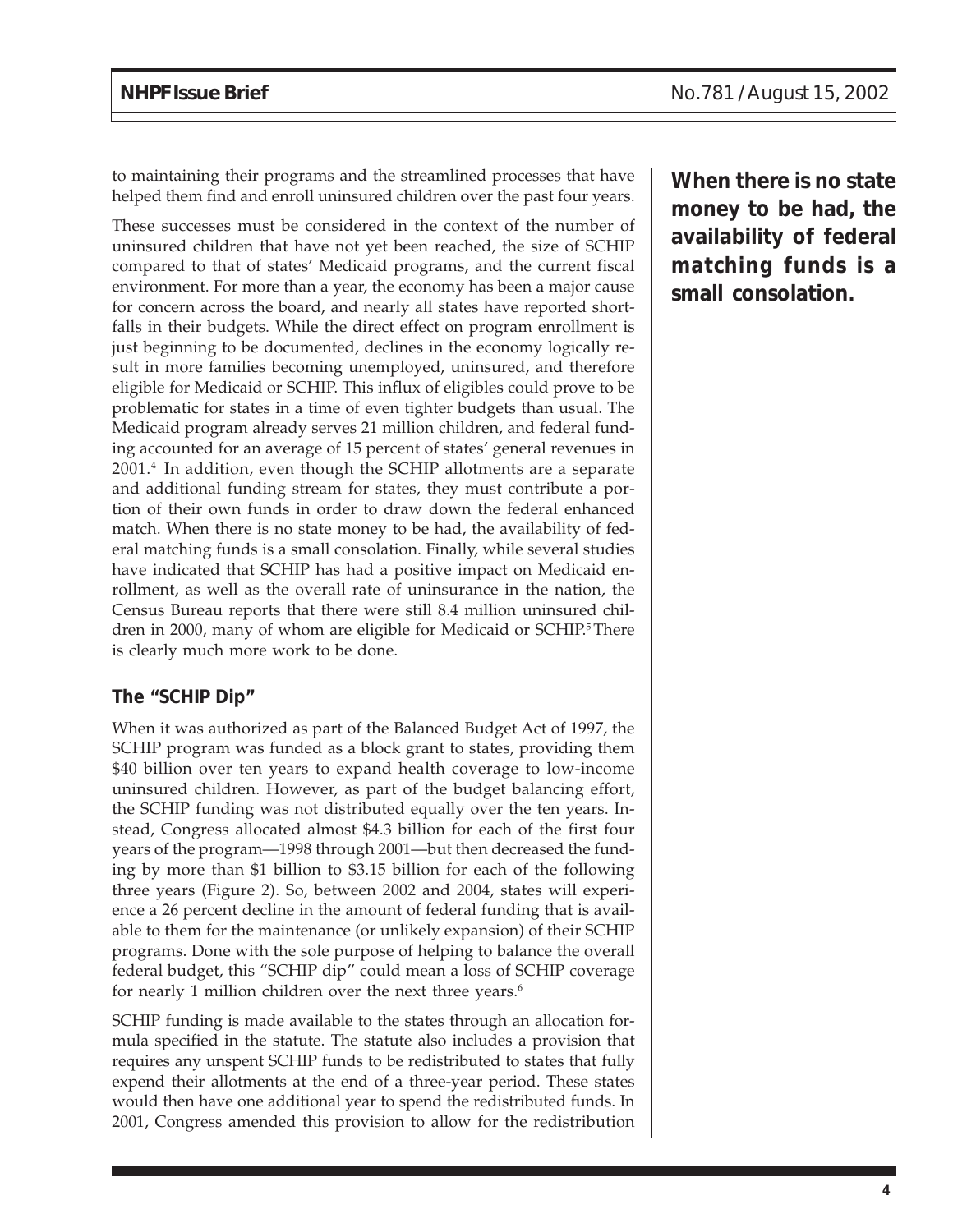to maintaining their programs and the streamlined processes that have helped them find and enroll uninsured children over the past four years.

These successes must be considered in the context of the number of uninsured children that have not yet been reached, the size of SCHIP compared to that of states' Medicaid programs, and the current fiscal environment. For more than a year, the economy has been a major cause for concern across the board, and nearly all states have reported shortfalls in their budgets. While the direct effect on program enrollment is just beginning to be documented, declines in the economy logically result in more families becoming unemployed, uninsured, and therefore eligible for Medicaid or SCHIP. This influx of eligibles could prove to be problematic for states in a time of even tighter budgets than usual. The Medicaid program already serves 21 million children, and federal funding accounted for an average of 15 percent of states' general revenues in 2001.[4] In addition, even though the SCHIP allotments are a separate and additional funding stream for states, they must contribute a portion of their own funds in order to draw down the federal enhanced match. When there is no state money to be had, the availability of federal matching funds is a small consolation. Finally, while several studies have indicated that SCHIP has had a positive impact on Medicaid enrollment, as well as the overall rate of uninsurance in the nation, the Census Bureau reports that there were still 8.4 million uninsured children in 2000, many of whom are eligible for Medicaid or SCHIP.[5] There is clearly much more work to be done.

**When there is no state money to be had, the availability of federal matching funds is a small consolation.**

## The "SCHIP Dip"

When it was authorized as part of the Balanced Budget Act of 1997, the SCHIP program was funded as a block grant to states, providing them \$40 billion over ten years to expand health coverage to low-income uninsured children. However, as part of the budget balancing effort, the SCHIP funding was not distributed equally over the ten years. Instead, Congress allocated almost \$4.3 billion for each of the first four years of the program—1998 through 2001—but then decreased the funding by more than \$1 billion to \$3.15 billion for each of the following three years (Figure 2). So, between 2002 and 2004, states will experience a 26 percent decline in the amount of federal funding that is available to them for the maintenance (or unlikely expansion) of their SCHIP programs. Done with the sole purpose of helping to balance the overall federal budget, this "SCHIP dip" could mean a loss of SCHIP coverage for nearly 1 million children over the next three years.[6]

SCHIP funding is made available to the states through an allocation formula specified in the statute. The statute also includes a provision that requires any unspent SCHIP funds to be redistributed to states that fully expend their allotments at the end of a three-year period. These states would then have one additional year to spend the redistributed funds. In 2001, Congress amended this provision to allow for the redistribution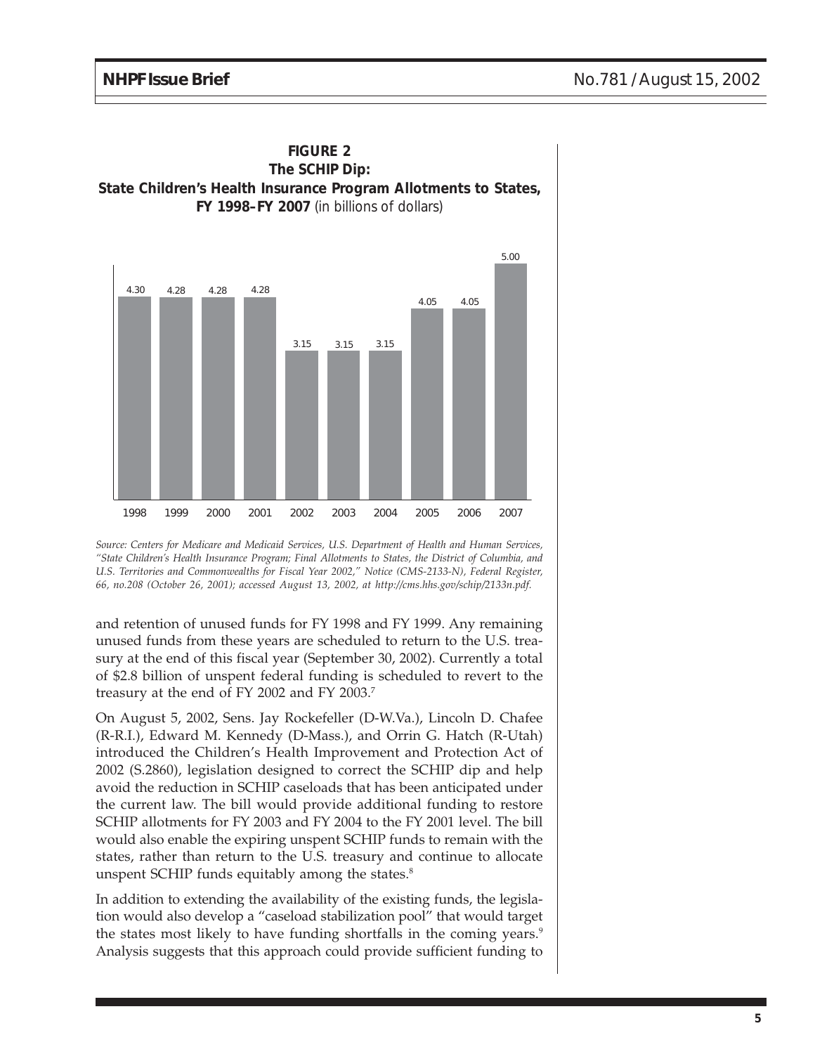**FIGURE 2**
**The SCHIP Dip:**
**State Children's Health Insurance Program Allotments to States, FY 1998–FY 2007** (in billions of dollars)

| 1998 | 1999 | 2000 | 2001 | 2002 | 2003 | 2004 | 2005 | 2006 | 2007 |
|---|---|---|---|---|---|---|---|---|---|
| 4.30 | 4.28 | 4.28 | 4.28 | 3.15 | 3.15 | 3.15 | 4.05 | 4.05 | 5.00 |

*Source: Centers for Medicare and Medicaid Services, U.S. Department of Health and Human Services, "State Children's Health Insurance Program; Final Allotments to States, the District of Columbia, and U.S. Territories and Commonwealths for Fiscal Year 2002," Notice (CMS-2133-N), Federal Register, 66, no.208 (October 26, 2001); accessed August 13, 2002, at http://cms.hhs.gov/schip/2133n.pdf.*

and retention of unused funds for FY 1998 and FY 1999. Any remaining unused funds from these years are scheduled to return to the U.S. treasury at the end of this fiscal year (September 30, 2002). Currently a total of $2.8 billion of unspent federal funding is scheduled to revert to the treasury at the end of FY 2002 and FY 2003.[7]

On August 5, 2002, Sens. Jay Rockefeller (D-W.Va.), Lincoln D. Chafee (R-R.I.), Edward M. Kennedy (D-Mass.), and Orrin G. Hatch (R-Utah) introduced the Children's Health Improvement and Protection Act of 2002 (S.2860), legislation designed to correct the SCHIP dip and help avoid the reduction in SCHIP caseloads that has been anticipated under the current law. The bill would provide additional funding to restore SCHIP allotments for FY 2003 and FY 2004 to the FY 2001 level. The bill would also enable the expiring unspent SCHIP funds to remain with the states, rather than return to the U.S. treasury and continue to allocate unspent SCHIP funds equitably among the states.[8]

In addition to extending the availability of the existing funds, the legislation would also develop a "caseload stabilization pool" that would target the states most likely to have funding shortfalls in the coming years.[9] Analysis suggests that this approach could provide sufficient funding to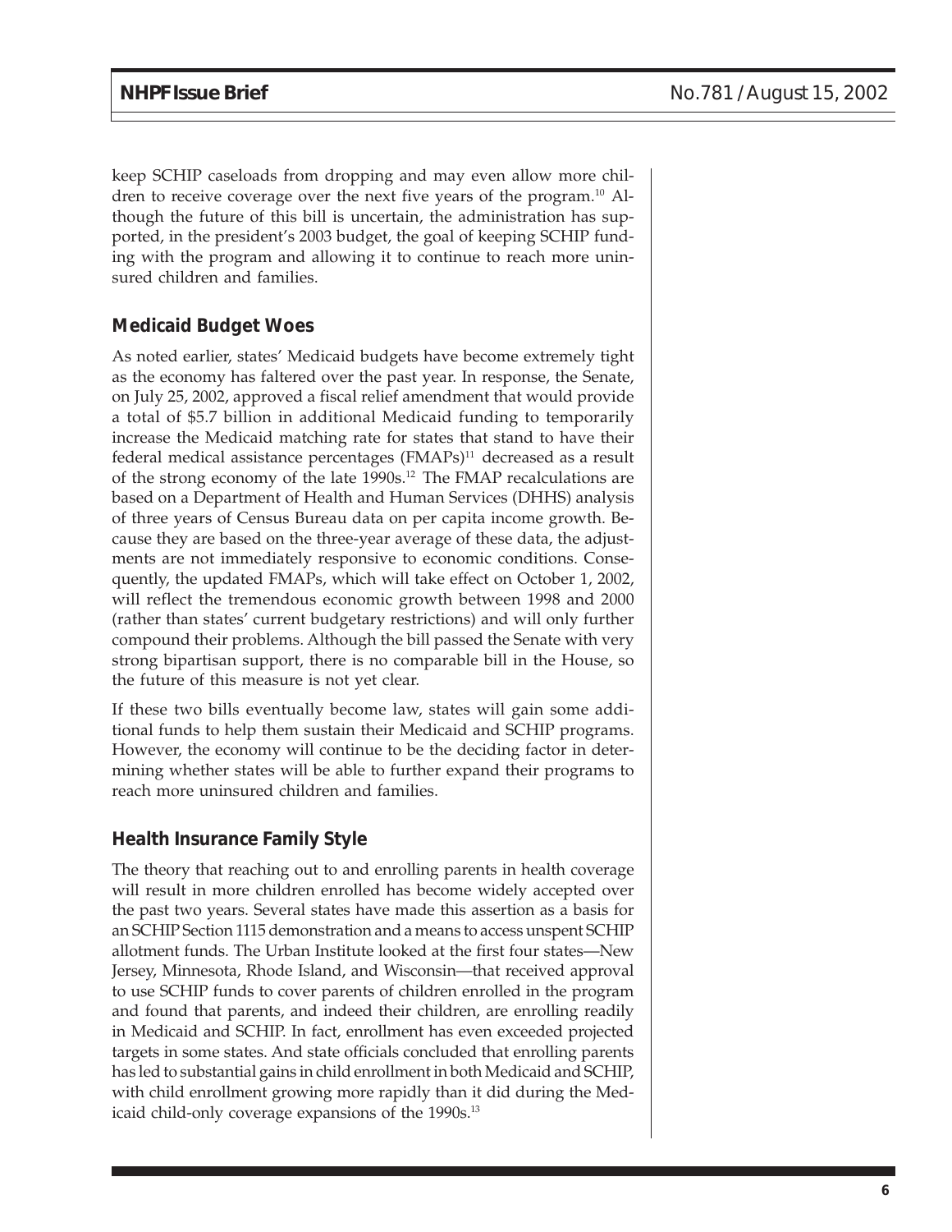keep SCHIP caseloads from dropping and may even allow more children to receive coverage over the next five years of the program.[10] Although the future of this bill is uncertain, the administration has supported, in the president's 2003 budget, the goal of keeping SCHIP funding with the program and allowing it to continue to reach more uninsured children and families.

## Medicaid Budget Woes

As noted earlier, states' Medicaid budgets have become extremely tight as the economy has faltered over the past year. In response, the Senate, on July 25, 2002, approved a fiscal relief amendment that would provide a total of $5.7 billion in additional Medicaid funding to temporarily increase the Medicaid matching rate for states that stand to have their federal medical assistance percentages (FMAPs)[11] decreased as a result of the strong economy of the late 1990s.[12] The FMAP recalculations are based on a Department of Health and Human Services (DHHS) analysis of three years of Census Bureau data on per capita income growth. Because they are based on the three-year average of these data, the adjustments are not immediately responsive to economic conditions. Consequently, the updated FMAPs, which will take effect on October 1, 2002, will reflect the tremendous economic growth between 1998 and 2000 (rather than states' current budgetary restrictions) and will only further compound their problems. Although the bill passed the Senate with very strong bipartisan support, there is no comparable bill in the House, so the future of this measure is not yet clear.

If these two bills eventually become law, states will gain some additional funds to help them sustain their Medicaid and SCHIP programs. However, the economy will continue to be the deciding factor in determining whether states will be able to further expand their programs to reach more uninsured children and families.

## Health Insurance Family Style

The theory that reaching out to and enrolling parents in health coverage will result in more children enrolled has become widely accepted over the past two years. Several states have made this assertion as a basis for an SCHIP Section 1115 demonstration and a means to access unspent SCHIP allotment funds. The Urban Institute looked at the first four states—New Jersey, Minnesota, Rhode Island, and Wisconsin—that received approval to use SCHIP funds to cover parents of children enrolled in the program and found that parents, and indeed their children, are enrolling readily in Medicaid and SCHIP. In fact, enrollment has even exceeded projected targets in some states. And state officials concluded that enrolling parents has led to substantial gains in child enrollment in both Medicaid and SCHIP, with child enrollment growing more rapidly than it did during the Medicaid child-only coverage expansions of the 1990s.[13]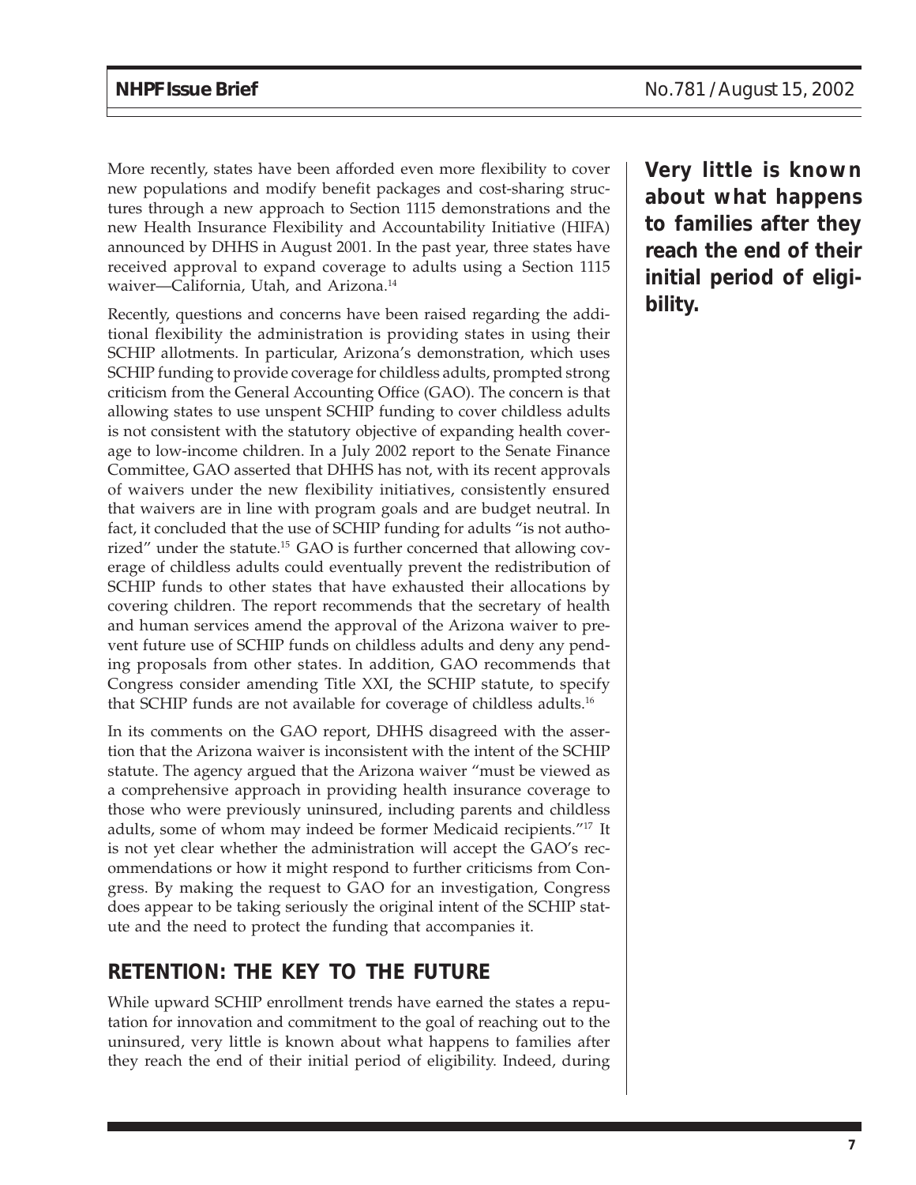More recently, states have been afforded even more flexibility to cover new populations and modify benefit packages and cost-sharing structures through a new approach to Section 1115 demonstrations and the new Health Insurance Flexibility and Accountability Initiative (HIFA) announced by DHHS in August 2001. In the past year, three states have received approval to expand coverage to adults using a Section 1115 waiver—California, Utah, and Arizona.[14]

**Very little is known about what happens to families after they reach the end of their initial period of eligibility.**

Recently, questions and concerns have been raised regarding the additional flexibility the administration is providing states in using their SCHIP allotments. In particular, Arizona's demonstration, which uses SCHIP funding to provide coverage for childless adults, prompted strong criticism from the General Accounting Office (GAO). The concern is that allowing states to use unspent SCHIP funding to cover childless adults is not consistent with the statutory objective of expanding health coverage to low-income children. In a July 2002 report to the Senate Finance Committee, GAO asserted that DHHS has not, with its recent approvals of waivers under the new flexibility initiatives, consistently ensured that waivers are in line with program goals and are budget neutral. In fact, it concluded that the use of SCHIP funding for adults "is not authorized" under the statute.[15] GAO is further concerned that allowing coverage of childless adults could eventually prevent the redistribution of SCHIP funds to other states that have exhausted their allocations by covering children. The report recommends that the secretary of health and human services amend the approval of the Arizona waiver to prevent future use of SCHIP funds on childless adults and deny any pending proposals from other states. In addition, GAO recommends that Congress consider amending Title XXI, the SCHIP statute, to specify that SCHIP funds are not available for coverage of childless adults.[16]

In its comments on the GAO report, DHHS disagreed with the assertion that the Arizona waiver is inconsistent with the intent of the SCHIP statute. The agency argued that the Arizona waiver "must be viewed as a comprehensive approach in providing health insurance coverage to those who were previously uninsured, including parents and childless adults, some of whom may indeed be former Medicaid recipients."[17] It is not yet clear whether the administration will accept the GAO's recommendations or how it might respond to further criticisms from Congress. By making the request to GAO for an investigation, Congress does appear to be taking seriously the original intent of the SCHIP statute and the need to protect the funding that accompanies it.

## RETENTION: THE KEY TO THE FUTURE

While upward SCHIP enrollment trends have earned the states a reputation for innovation and commitment to the goal of reaching out to the uninsured, very little is known about what happens to families after they reach the end of their initial period of eligibility. Indeed, during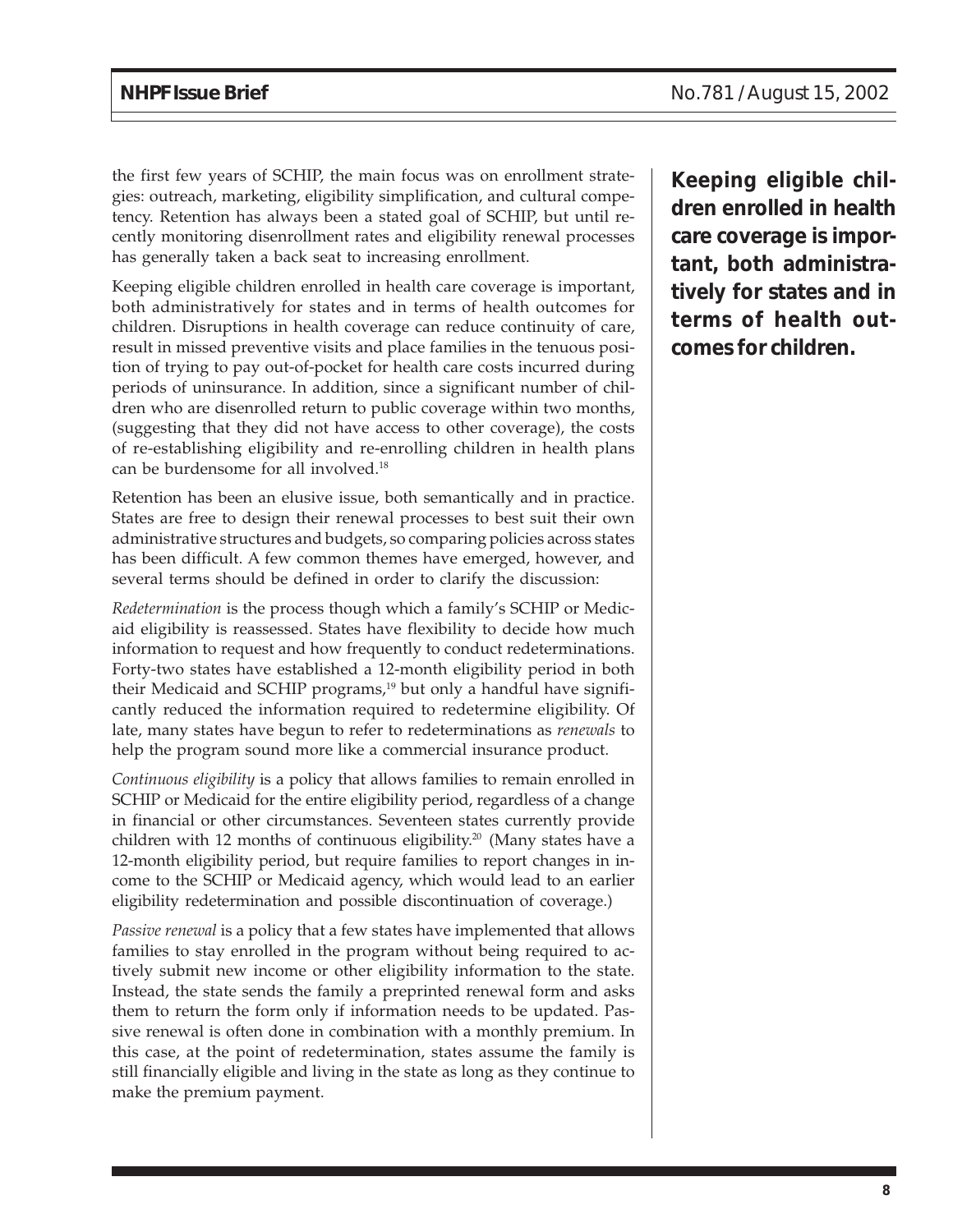the first few years of SCHIP, the main focus was on enrollment strategies: outreach, marketing, eligibility simplification, and cultural competency. Retention has always been a stated goal of SCHIP, but until recently monitoring disenrollment rates and eligibility renewal processes has generally taken a back seat to increasing enrollment.

Keeping eligible children enrolled in health care coverage is important, both administratively for states and in terms of health outcomes for children. Disruptions in health coverage can reduce continuity of care, result in missed preventive visits and place families in the tenuous position of trying to pay out-of-pocket for health care costs incurred during periods of uninsurance. In addition, since a significant number of children who are disenrolled return to public coverage within two months, (suggesting that they did not have access to other coverage), the costs of re-establishing eligibility and re-enrolling children in health plans can be burdensome for all involved.[18]

**Keeping eligible children enrolled in health care coverage is important, both administratively for states and in terms of health outcomes for children.**

Retention has been an elusive issue, both semantically and in practice. States are free to design their renewal processes to best suit their own administrative structures and budgets, so comparing policies across states has been difficult. A few common themes have emerged, however, and several terms should be defined in order to clarify the discussion:

*Redetermination* is the process though which a family's SCHIP or Medicaid eligibility is reassessed. States have flexibility to decide how much information to request and how frequently to conduct redeterminations. Forty-two states have established a 12-month eligibility period in both their Medicaid and SCHIP programs,[19] but only a handful have significantly reduced the information required to redetermine eligibility. Of late, many states have begun to refer to redeterminations as *renewals* to help the program sound more like a commercial insurance product.

*Continuous eligibility* is a policy that allows families to remain enrolled in SCHIP or Medicaid for the entire eligibility period, regardless of a change in financial or other circumstances. Seventeen states currently provide children with 12 months of continuous eligibility.[20] (Many states have a 12-month eligibility period, but require families to report changes in income to the SCHIP or Medicaid agency, which would lead to an earlier eligibility redetermination and possible discontinuation of coverage.)

*Passive renewal* is a policy that a few states have implemented that allows families to stay enrolled in the program without being required to actively submit new income or other eligibility information to the state. Instead, the state sends the family a preprinted renewal form and asks them to return the form only if information needs to be updated. Passive renewal is often done in combination with a monthly premium. In this case, at the point of redetermination, states assume the family is still financially eligible and living in the state as long as they continue to make the premium payment.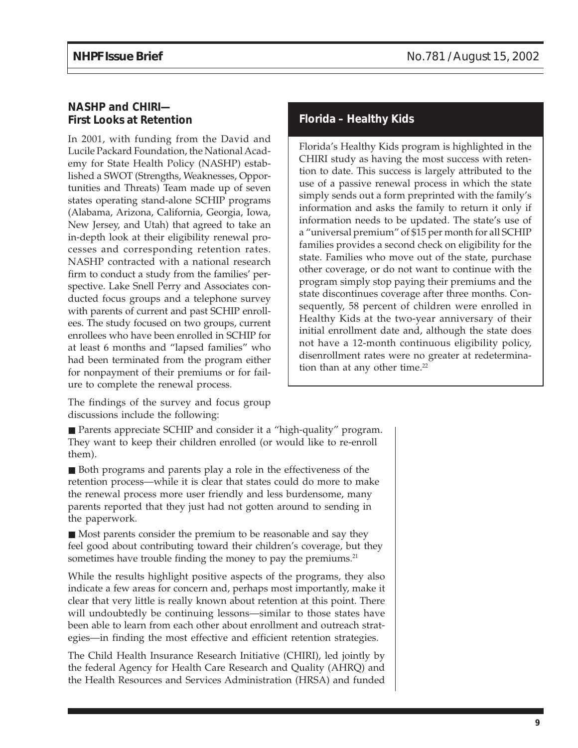### NASHP and CHIRI—First Looks at Retention

In 2001, with funding from the David and Lucile Packard Foundation, the National Academy for State Health Policy (NASHP) established a SWOT (Strengths, Weaknesses, Opportunities and Threats) Team made up of seven states operating stand-alone SCHIP programs (Alabama, Arizona, California, Georgia, Iowa, New Jersey, and Utah) that agreed to take an in-depth look at their eligibility renewal processes and corresponding retention rates. NASHP contracted with a national research firm to conduct a study from the families' perspective. Lake Snell Perry and Associates conducted focus groups and a telephone survey with parents of current and past SCHIP enrollees. The study focused on two groups, current enrollees who have been enrolled in SCHIP for at least 6 months and "lapsed families" who had been terminated from the program either for nonpayment of their premiums or for failure to complete the renewal process.

The findings of the survey and focus group discussions include the following:

- Parents appreciate SCHIP and consider it a "high-quality" program. They want to keep their children enrolled (or would like to re-enroll them).
- Both programs and parents play a role in the effectiveness of the retention process—while it is clear that states could do more to make the renewal process more user friendly and less burdensome, many parents reported that they just had not gotten around to sending in the paperwork.
- Most parents consider the premium to be reasonable and say they feel good about contributing toward their children's coverage, but they sometimes have trouble finding the money to pay the premiums.[21]

While the results highlight positive aspects of the programs, they also indicate a few areas for concern and, perhaps most importantly, make it clear that very little is really known about retention at this point. There will undoubtedly be continuing lessons—similar to those states have been able to learn from each other about enrollment and outreach strategies—in finding the most effective and efficient retention strategies.

The Child Health Insurance Research Initiative (CHIRI), led jointly by the federal Agency for Health Care Research and Quality (AHRQ) and the Health Resources and Services Administration (HRSA) and funded

### Florida – Healthy Kids

Florida's Healthy Kids program is highlighted in the CHIRI study as having the most success with retention to date. This success is largely attributed to the use of a passive renewal process in which the state simply sends out a form preprinted with the family's information and asks the family to return it only if information needs to be updated. The state's use of a "universal premium" of $15 per month for all SCHIP families provides a second check on eligibility for the state. Families who move out of the state, purchase other coverage, or do not want to continue with the program simply stop paying their premiums and the state discontinues coverage after three months. Consequently, 58 percent of children were enrolled in Healthy Kids at the two-year anniversary of their initial enrollment date and, although the state does not have a 12-month continuous eligibility policy, disenrollment rates were no greater at redetermination than at any other time.[22]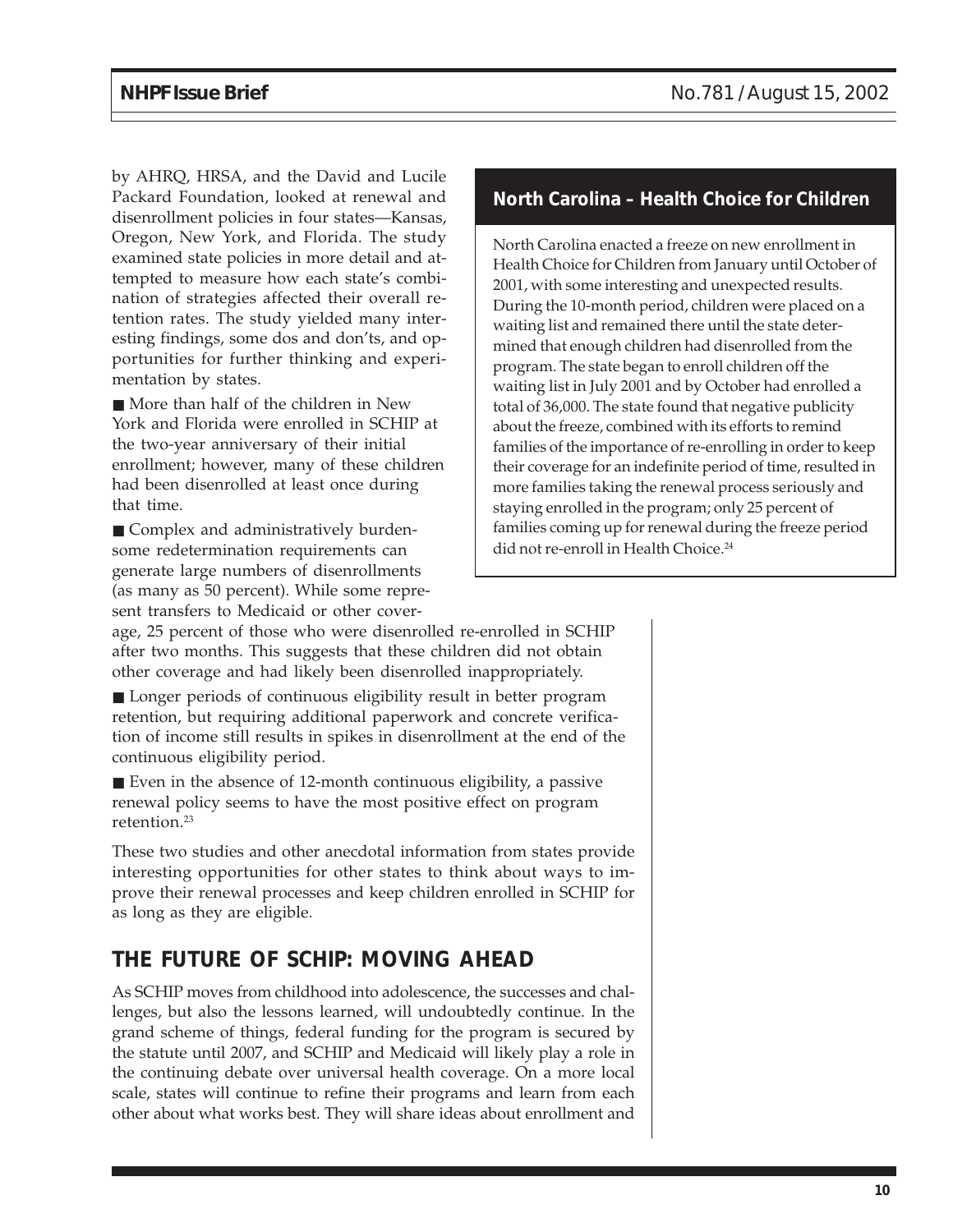by AHRQ, HRSA, and the David and Lucile Packard Foundation, looked at renewal and disenrollment policies in four states—Kansas, Oregon, New York, and Florida. The study examined state policies in more detail and attempted to measure how each state's combination of strategies affected their overall retention rates. The study yielded many interesting findings, some dos and don'ts, and opportunities for further thinking and experimentation by states.

- More than half of the children in New York and Florida were enrolled in SCHIP at the two-year anniversary of their initial enrollment; however, many of these children had been disenrolled at least once during that time.
- Complex and administratively burdensome redetermination requirements can generate large numbers of disenrollments (as many as 50 percent). While some represent transfers to Medicaid or other coverage, 25 percent of those who were disenrolled re-enrolled in SCHIP after two months. This suggests that these children did not obtain other coverage and had likely been disenrolled inappropriately.
- Longer periods of continuous eligibility result in better program retention, but requiring additional paperwork and concrete verification of income still results in spikes in disenrollment at the end of the continuous eligibility period.
- Even in the absence of 12-month continuous eligibility, a passive renewal policy seems to have the most positive effect on program retention.[23]

These two studies and other anecdotal information from states provide interesting opportunities for other states to think about ways to improve their renewal processes and keep children enrolled in SCHIP for as long as they are eligible.

### North Carolina – Health Choice for Children

North Carolina enacted a freeze on new enrollment in Health Choice for Children from January until October of 2001, with some interesting and unexpected results. During the 10-month period, children were placed on a waiting list and remained there until the state determined that enough children had disenrolled from the program. The state began to enroll children off the waiting list in July 2001 and by October had enrolled a total of 36,000. The state found that negative publicity about the freeze, combined with its efforts to remind families of the importance of re-enrolling in order to keep their coverage for an indefinite period of time, resulted in more families taking the renewal process seriously and staying enrolled in the program; only 25 percent of families coming up for renewal during the freeze period did not re-enroll in Health Choice.[24]

## THE FUTURE OF SCHIP: MOVING AHEAD

As SCHIP moves from childhood into adolescence, the successes and challenges, but also the lessons learned, will undoubtedly continue. In the grand scheme of things, federal funding for the program is secured by the statute until 2007, and SCHIP and Medicaid will likely play a role in the continuing debate over universal health coverage. On a more local scale, states will continue to refine their programs and learn from each other about what works best. They will share ideas about enrollment and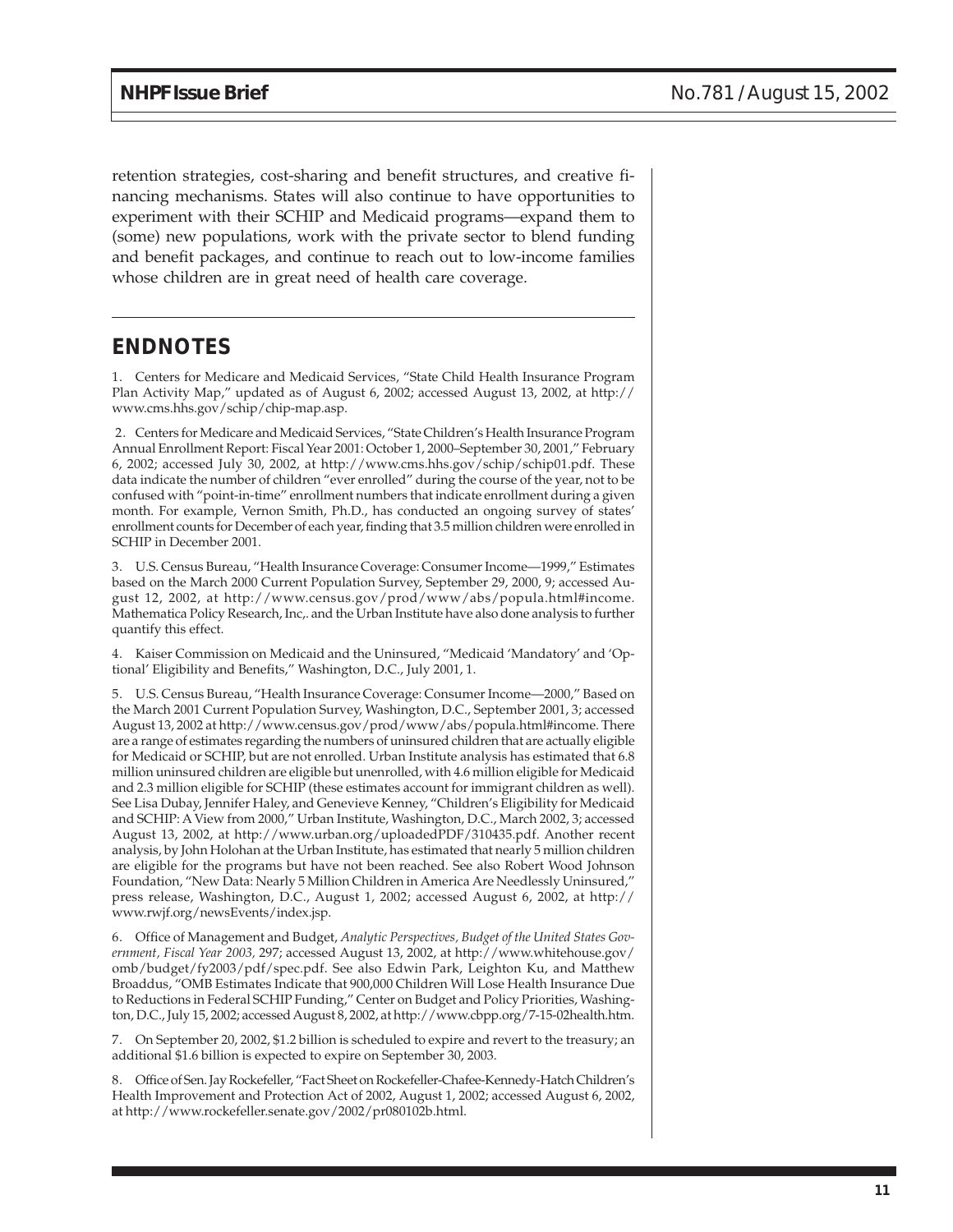retention strategies, cost-sharing and benefit structures, and creative financing mechanisms. States will also continue to have opportunities to experiment with their SCHIP and Medicaid programs—expand them to (some) new populations, work with the private sector to blend funding and benefit packages, and continue to reach out to low-income families whose children are in great need of health care coverage.

## ENDNOTES

1. Centers for Medicare and Medicaid Services, "State Child Health Insurance Program Plan Activity Map," updated as of August 6, 2002; accessed August 13, 2002, at http://www.cms.hhs.gov/schip/chip-map.asp.

2. Centers for Medicare and Medicaid Services, "State Children's Health Insurance Program Annual Enrollment Report: Fiscal Year 2001: October 1, 2000–September 30, 2001," February 6, 2002; accessed July 30, 2002, at http://www.cms.hhs.gov/schip/schip01.pdf. These data indicate the number of children "ever enrolled" during the course of the year, not to be confused with "point-in-time" enrollment numbers that indicate enrollment during a given month. For example, Vernon Smith, Ph.D., has conducted an ongoing survey of states' enrollment counts for December of each year, finding that 3.5 million children were enrolled in SCHIP in December 2001.

3. U.S. Census Bureau, "Health Insurance Coverage: Consumer Income—1999," Estimates based on the March 2000 Current Population Survey, September 29, 2000, 9; accessed August 12, 2002, at http://www.census.gov/prod/www/abs/popula.html#income. Mathematica Policy Research, Inc,. and the Urban Institute have also done analysis to further quantify this effect.

4. Kaiser Commission on Medicaid and the Uninsured, "Medicaid 'Mandatory' and 'Optional' Eligibility and Benefits," Washington, D.C., July 2001, 1.

5. U.S. Census Bureau, "Health Insurance Coverage: Consumer Income—2000," Based on the March 2001 Current Population Survey, Washington, D.C., September 2001, 3; accessed August 13, 2002 at http://www.census.gov/prod/www/abs/popula.html#income. There are a range of estimates regarding the numbers of uninsured children that are actually eligible for Medicaid or SCHIP, but are not enrolled. Urban Institute analysis has estimated that 6.8 million uninsured children are eligible but unenrolled, with 4.6 million eligible for Medicaid and 2.3 million eligible for SCHIP (these estimates account for immigrant children as well). See Lisa Dubay, Jennifer Haley, and Genevieve Kenney, "Children's Eligibility for Medicaid and SCHIP: A View from 2000," Urban Institute, Washington, D.C., March 2002, 3; accessed August 13, 2002, at http://www.urban.org/uploadedPDF/310435.pdf. Another recent analysis, by John Holohan at the Urban Institute, has estimated that nearly 5 million children are eligible for the programs but have not been reached. See also Robert Wood Johnson Foundation, "New Data: Nearly 5 Million Children in America Are Needlessly Uninsured," press release, Washington, D.C., August 1, 2002; accessed August 6, 2002, at http://www.rwjf.org/newsEvents/index.jsp.

6. Office of Management and Budget, *Analytic Perspectives, Budget of the United States Government, Fiscal Year 2003,* 297; accessed August 13, 2002, at http://www.whitehouse.gov/omb/budget/fy2003/pdf/spec.pdf. See also Edwin Park, Leighton Ku, and Matthew Broaddus, "OMB Estimates Indicate that 900,000 Children Will Lose Health Insurance Due to Reductions in Federal SCHIP Funding," Center on Budget and Policy Priorities, Washington, D.C., July 15, 2002; accessed August 8, 2002, at http://www.cbpp.org/7-15-02health.htm.

7. On September 20, 2002, $1.2 billion is scheduled to expire and revert to the treasury; an additional $1.6 billion is expected to expire on September 30, 2003.

8. Office of Sen. Jay Rockefeller, "Fact Sheet on Rockefeller-Chafee-Kennedy-Hatch Children's Health Improvement and Protection Act of 2002, August 1, 2002; accessed August 6, 2002, at http://www.rockefeller.senate.gov/2002/pr080102b.html.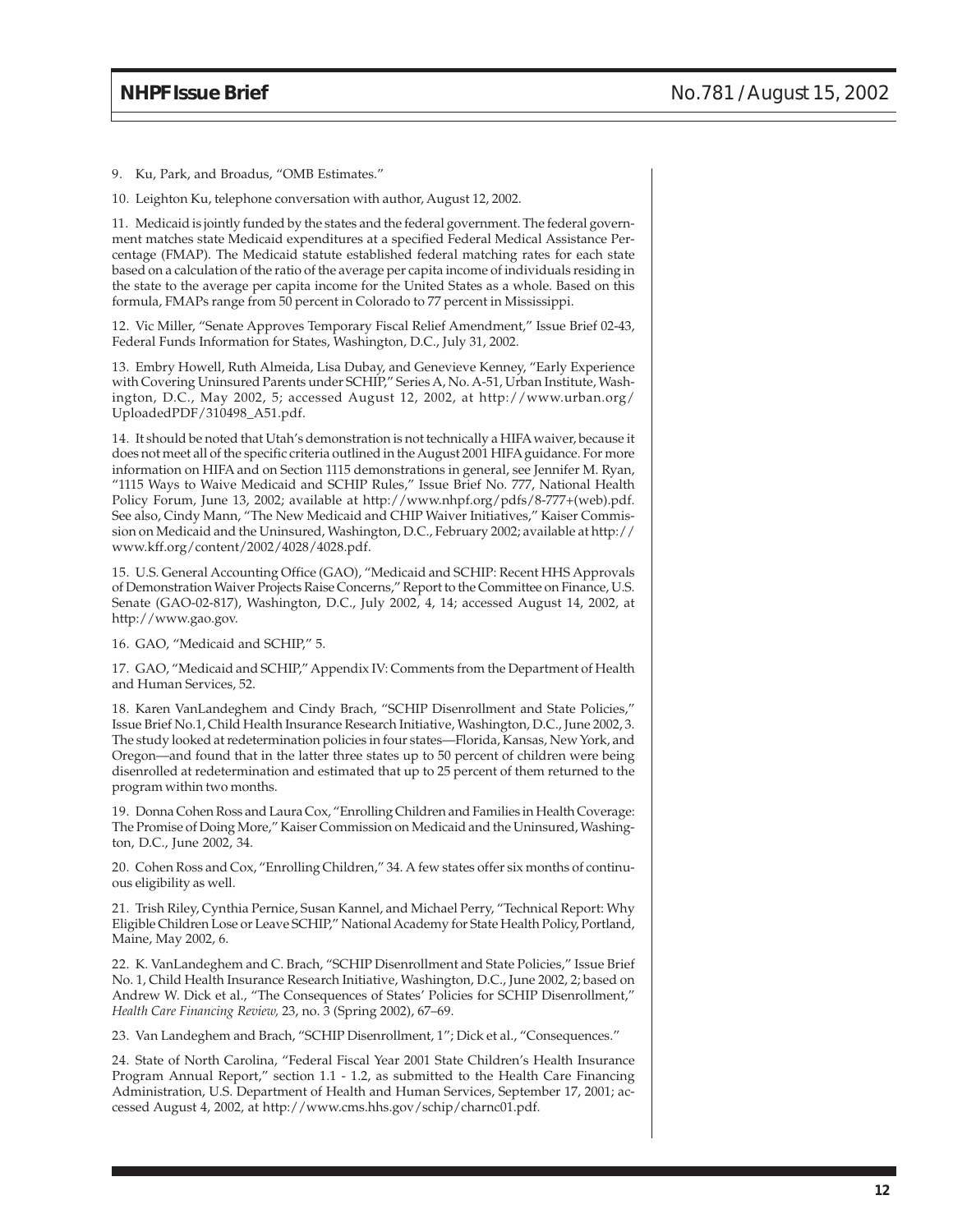9. Ku, Park, and Broadus, "OMB Estimates."

10. Leighton Ku, telephone conversation with author, August 12, 2002.

11. Medicaid is jointly funded by the states and the federal government. The federal government matches state Medicaid expenditures at a specified Federal Medical Assistance Percentage (FMAP). The Medicaid statute established federal matching rates for each state based on a calculation of the ratio of the average per capita income of individuals residing in the state to the average per capita income for the United States as a whole. Based on this formula, FMAPs range from 50 percent in Colorado to 77 percent in Mississippi.

12. Vic Miller, "Senate Approves Temporary Fiscal Relief Amendment," Issue Brief 02-43, Federal Funds Information for States, Washington, D.C., July 31, 2002.

13. Embry Howell, Ruth Almeida, Lisa Dubay, and Genevieve Kenney, "Early Experience with Covering Uninsured Parents under SCHIP," Series A, No. A-51, Urban Institute, Washington, D.C., May 2002, 5; accessed August 12, 2002, at http://www.urban.org/UploadedPDF/310498_A51.pdf.

14. It should be noted that Utah's demonstration is not technically a HIFA waiver, because it does not meet all of the specific criteria outlined in the August 2001 HIFA guidance. For more information on HIFA and on Section 1115 demonstrations in general, see Jennifer M. Ryan, "1115 Ways to Waive Medicaid and SCHIP Rules," Issue Brief No. 777, National Health Policy Forum, June 13, 2002; available at http://www.nhpf.org/pdfs/8-777+(web).pdf. See also, Cindy Mann, "The New Medicaid and CHIP Waiver Initiatives," Kaiser Commission on Medicaid and the Uninsured, Washington, D.C., February 2002; available at http://www.kff.org/content/2002/4028/4028.pdf.

15. U.S. General Accounting Office (GAO), "Medicaid and SCHIP: Recent HHS Approvals of Demonstration Waiver Projects Raise Concerns," Report to the Committee on Finance, U.S. Senate (GAO-02-817), Washington, D.C., July 2002, 4, 14; accessed August 14, 2002, at http://www.gao.gov.

16. GAO, "Medicaid and SCHIP," 5.

17. GAO, "Medicaid and SCHIP," Appendix IV: Comments from the Department of Health and Human Services, 52.

18. Karen VanLandeghem and Cindy Brach, "SCHIP Disenrollment and State Policies," Issue Brief No.1, Child Health Insurance Research Initiative, Washington, D.C., June 2002, 3. The study looked at redetermination policies in four states—Florida, Kansas, New York, and Oregon—and found that in the latter three states up to 50 percent of children were being disenrolled at redetermination and estimated that up to 25 percent of them returned to the program within two months.

19. Donna Cohen Ross and Laura Cox, "Enrolling Children and Families in Health Coverage: The Promise of Doing More," Kaiser Commission on Medicaid and the Uninsured, Washington, D.C., June 2002, 34.

20. Cohen Ross and Cox, "Enrolling Children," 34. A few states offer six months of continuous eligibility as well.

21. Trish Riley, Cynthia Pernice, Susan Kannel, and Michael Perry, "Technical Report: Why Eligible Children Lose or Leave SCHIP," National Academy for State Health Policy, Portland, Maine, May 2002, 6.

22. K. VanLandeghem and C. Brach, "SCHIP Disenrollment and State Policies," Issue Brief No. 1, Child Health Insurance Research Initiative, Washington, D.C., June 2002, 2; based on Andrew W. Dick et al., "The Consequences of States' Policies for SCHIP Disenrollment," *Health Care Financing Review,* 23, no. 3 (Spring 2002), 67–69.

23. Van Landeghem and Brach, "SCHIP Disenrollment, 1"; Dick et al., "Consequences."

24. State of North Carolina, "Federal Fiscal Year 2001 State Children's Health Insurance Program Annual Report," section 1.1 - 1.2, as submitted to the Health Care Financing Administration, U.S. Department of Health and Human Services, September 17, 2001; accessed August 4, 2002, at http://www.cms.hhs.gov/schip/charnc01.pdf.